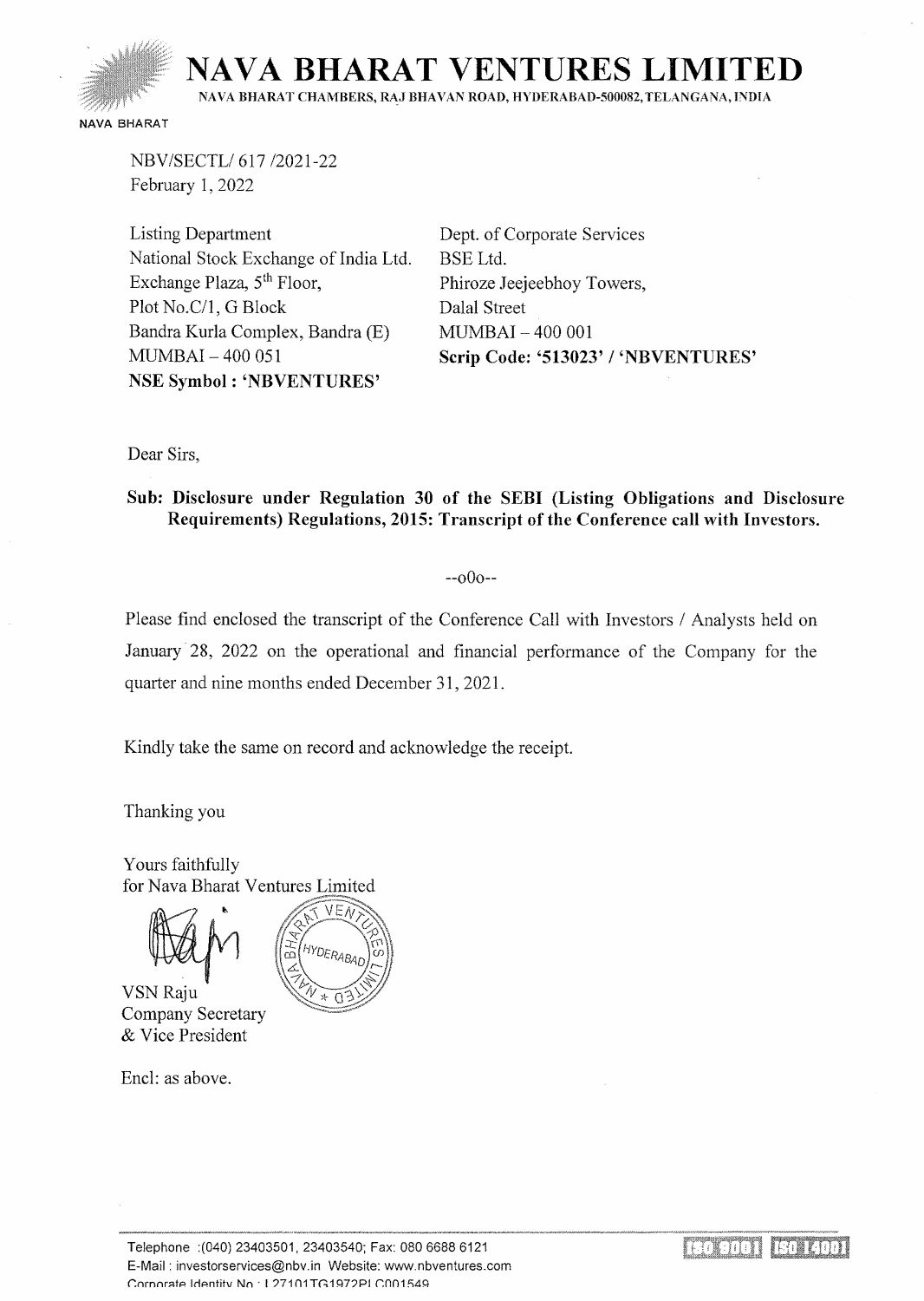# NAVA BHARAT VENTURES LIMITED

NAVA BHARAT CHAMBERS, RAJ BHAVAN ROAD, HYDERABAD-500082, TELANGANA, INDIA

NAVA BHARAT

NBV/SECTL/ 617 /2021-22
February 1, 2022

Listing Department
National Stock Exchange of India Ltd.
Exchange Plaza, 5th Floor,
Plot No.C/1, G Block
Bandra Kurla Complex, Bandra (E)
MUMBAI – 400 051
**NSE Symbol : 'NBVENTURES'**

Dept. of Corporate Services
BSE Ltd.
Phiroze Jeejeebhoy Towers,
Dalal Street
MUMBAI – 400 001
**Scrip Code: '513023' / 'NBVENTURES'**

Dear Sirs,

**Sub: Disclosure under Regulation 30 of the SEBI (Listing Obligations and Disclosure Requirements) Regulations, 2015: Transcript of the Conference call with Investors.**

--oOo--

Please find enclosed the transcript of the Conference Call with Investors / Analysts held on January 28, 2022 on the operational and financial performance of the Company for the quarter and nine months ended December 31, 2021.

Kindly take the same on record and acknowledge the receipt.

Thanking you

Yours faithfully
for Nava Bharat Ventures Limited

VSN Raju
Company Secretary
& Vice President

Encl: as above.

Telephone :(040) 23403501, 23403540; Fax: 080 6688 6121
E-Mail : investorservices@nbv.in Website: www.nbventures.com
Corporate Identity No : L27101TG1972PLC001549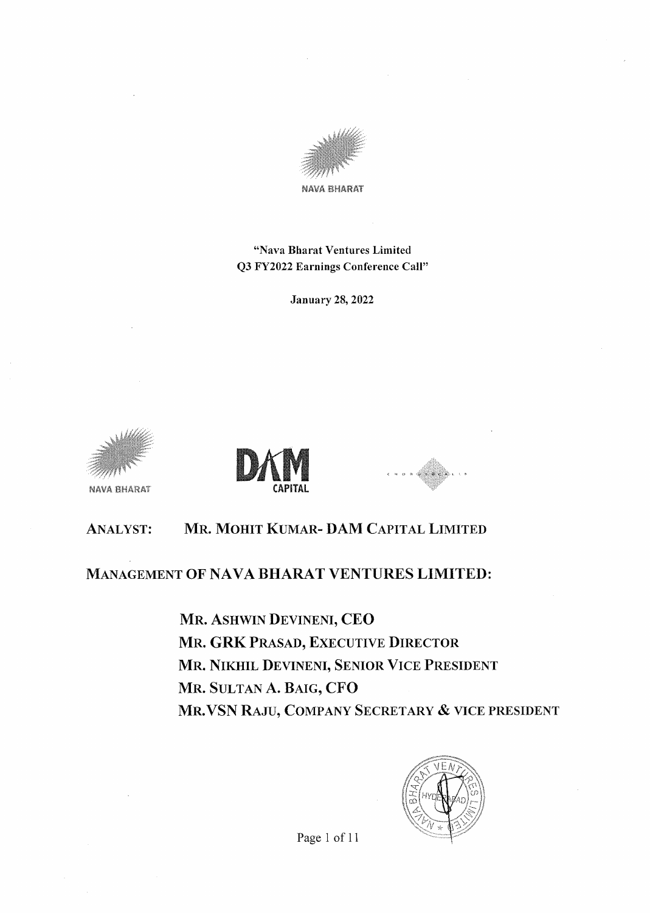NAVA BHARAT

"Nava Bharat Ventures Limited
Q3 FY2022 Earnings Conference Call"

January 28, 2022

NAVA BHARAT

DAM CAPITAL

**ANALYST:** MR. MOHIT KUMAR- DAM CAPITAL LIMITED

**MANAGEMENT OF NAVA BHARAT VENTURES LIMITED:**

MR. ASHWIN DEVINENI, CEO
MR. GRK PRASAD, EXECUTIVE DIRECTOR
MR. NIKHIL DEVINENI, SENIOR VICE PRESIDENT
MR. SULTAN A. BAIG, CFO
MR. VSN RAJU, COMPANY SECRETARY & VICE PRESIDENT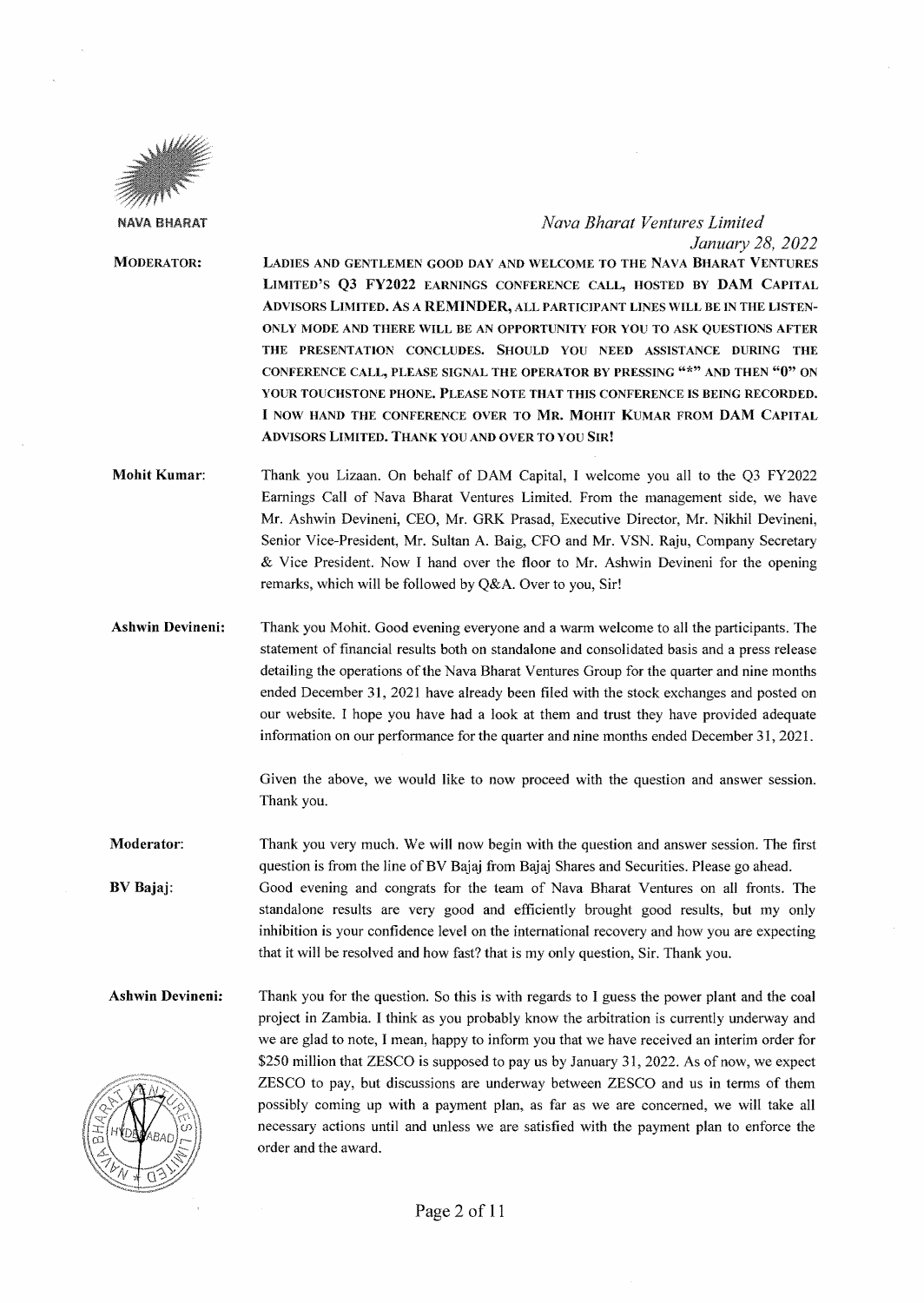**MODERATOR:** LADIES AND GENTLEMEN GOOD DAY AND WELCOME TO THE NAVA BHARAT VENTURES LIMITED'S Q3 FY2022 EARNINGS CONFERENCE CALL, HOSTED BY DAM CAPITAL ADVISORS LIMITED. AS A REMINDER, ALL PARTICIPANT LINES WILL BE IN THE LISTEN-ONLY MODE AND THERE WILL BE AN OPPORTUNITY FOR YOU TO ASK QUESTIONS AFTER THE PRESENTATION CONCLUDES. SHOULD YOU NEED ASSISTANCE DURING THE CONFERENCE CALL, PLEASE SIGNAL THE OPERATOR BY PRESSING "*" AND THEN "0" ON YOUR TOUCHSTONE PHONE. PLEASE NOTE THAT THIS CONFERENCE IS BEING RECORDED. I NOW HAND THE CONFERENCE OVER TO MR. MOHIT KUMAR FROM DAM CAPITAL ADVISORS LIMITED. THANK YOU AND OVER TO YOU SIR!

**Mohit Kumar:** Thank you Lizaan. On behalf of DAM Capital, I welcome you all to the Q3 FY2022 Earnings Call of Nava Bharat Ventures Limited. From the management side, we have Mr. Ashwin Devineni, CEO, Mr. GRK Prasad, Executive Director, Mr. Nikhil Devineni, Senior Vice-President, Mr. Sultan A. Baig, CFO and Mr. VSN. Raju, Company Secretary & Vice President. Now I hand over the floor to Mr. Ashwin Devineni for the opening remarks, which will be followed by Q&A. Over to you, Sir!

**Ashwin Devineni:** Thank you Mohit. Good evening everyone and a warm welcome to all the participants. The statement of financial results both on standalone and consolidated basis and a press release detailing the operations of the Nava Bharat Ventures Group for the quarter and nine months ended December 31, 2021 have already been filed with the stock exchanges and posted on our website. I hope you have had a look at them and trust they have provided adequate information on our performance for the quarter and nine months ended December 31, 2021.

Given the above, we would like to now proceed with the question and answer session. Thank you.

**Moderator:** Thank you very much. We will now begin with the question and answer session. The first question is from the line of BV Bajaj from Bajaj Shares and Securities. Please go ahead.

**BV Bajaj:** Good evening and congrats for the team of Nava Bharat Ventures on all fronts. The standalone results are very good and efficiently brought good results, but my only inhibition is your confidence level on the international recovery and how you are expecting that it will be resolved and how fast? that is my only question, Sir. Thank you.

**Ashwin Devineni:** Thank you for the question. So this is with regards to I guess the power plant and the coal project in Zambia. I think as you probably know the arbitration is currently underway and we are glad to note, I mean, happy to inform you that we have received an interim order for $250 million that ZESCO is supposed to pay us by January 31, 2022. As of now, we expect ZESCO to pay, but discussions are underway between ZESCO and us in terms of them possibly coming up with a payment plan, as far as we are concerned, we will take all necessary actions until and unless we are satisfied with the payment plan to enforce the order and the award.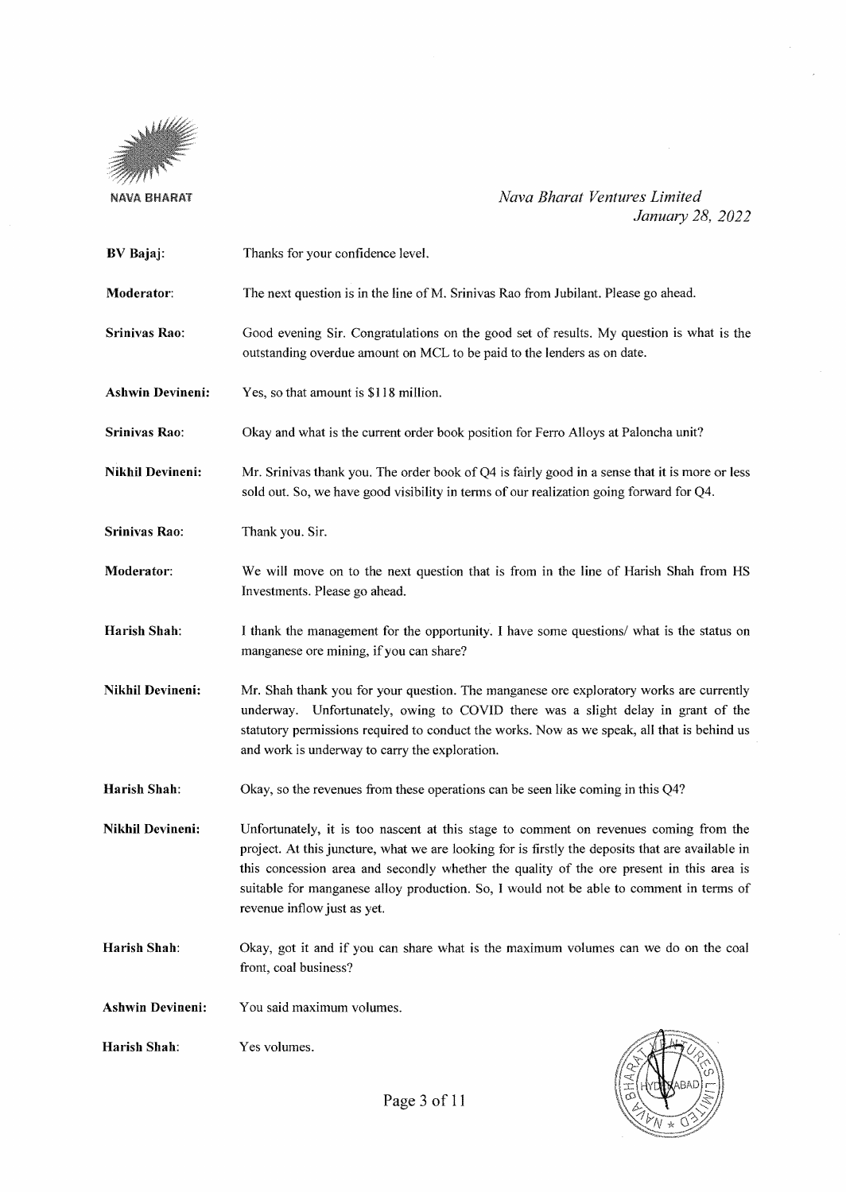**BV Bajaj**: Thanks for your confidence level.

**Moderator**: The next question is in the line of M. Srinivas Rao from Jubilant. Please go ahead.

**Srinivas Rao**: Good evening Sir. Congratulations on the good set of results. My question is what is the outstanding overdue amount on MCL to be paid to the lenders as on date.

**Ashwin Devineni**: Yes, so that amount is $118 million.

**Srinivas Rao**: Okay and what is the current order book position for Ferro Alloys at Paloncha unit?

**Nikhil Devineni**: Mr. Srinivas thank you. The order book of Q4 is fairly good in a sense that it is more or less sold out. So, we have good visibility in terms of our realization going forward for Q4.

**Srinivas Rao**: Thank you. Sir.

**Moderator**: We will move on to the next question that is from in the line of Harish Shah from HS Investments. Please go ahead.

**Harish Shah**: I thank the management for the opportunity. I have some questions/ what is the status on manganese ore mining, if you can share?

**Nikhil Devineni**: Mr. Shah thank you for your question. The manganese ore exploratory works are currently underway. Unfortunately, owing to COVID there was a slight delay in grant of the statutory permissions required to conduct the works. Now as we speak, all that is behind us and work is underway to carry the exploration.

**Harish Shah**: Okay, so the revenues from these operations can be seen like coming in this Q4?

**Nikhil Devineni**: Unfortunately, it is too nascent at this stage to comment on revenues coming from the project. At this juncture, what we are looking for is firstly the deposits that are available in this concession area and secondly whether the quality of the ore present in this area is suitable for manganese alloy production. So, I would not be able to comment in terms of revenue inflow just as yet.

**Harish Shah**: Okay, got it and if you can share what is the maximum volumes can we do on the coal front, coal business?

**Ashwin Devineni**: You said maximum volumes.

**Harish Shah**: Yes volumes.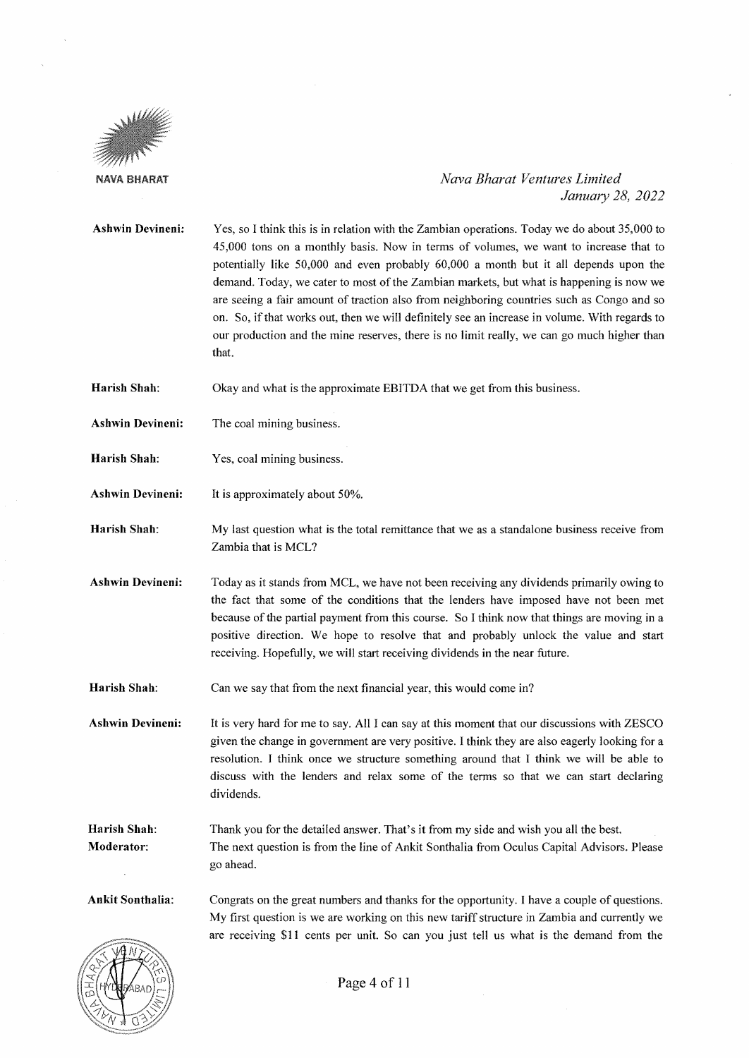**Ashwin Devineni:** Yes, so I think this is in relation with the Zambian operations. Today we do about 35,000 to 45,000 tons on a monthly basis. Now in terms of volumes, we want to increase that to potentially like 50,000 and even probably 60,000 a month but it all depends upon the demand. Today, we cater to most of the Zambian markets, but what is happening is now we are seeing a fair amount of traction also from neighboring countries such as Congo and so on. So, if that works out, then we will definitely see an increase in volume. With regards to our production and the mine reserves, there is no limit really, we can go much higher than that.

**Harish Shah:** Okay and what is the approximate EBITDA that we get from this business.

**Ashwin Devineni:** The coal mining business.

**Harish Shah:** Yes, coal mining business.

**Ashwin Devineni:** It is approximately about 50%.

**Harish Shah:** My last question what is the total remittance that we as a standalone business receive from Zambia that is MCL?

**Ashwin Devineni:** Today as it stands from MCL, we have not been receiving any dividends primarily owing to the fact that some of the conditions that the lenders have imposed have not been met because of the partial payment from this course. So I think now that things are moving in a positive direction. We hope to resolve that and probably unlock the value and start receiving. Hopefully, we will start receiving dividends in the near future.

**Harish Shah:** Can we say that from the next financial year, this would come in?

**Ashwin Devineni:** It is very hard for me to say. All I can say at this moment that our discussions with ZESCO given the change in government are very positive. I think they are also eagerly looking for a resolution. I think once we structure something around that I think we will be able to discuss with the lenders and relax some of the terms so that we can start declaring dividends.

**Harish Shah:** Thank you for the detailed answer. That's it from my side and wish you all the best.

**Moderator:** The next question is from the line of Ankit Sonthalia from Oculus Capital Advisors. Please go ahead.

**Ankit Sonthalia:** Congrats on the great numbers and thanks for the opportunity. I have a couple of questions. My first question is we are working on this new tariff structure in Zambia and currently we are receiving $11 cents per unit. So can you just tell us what is the demand from the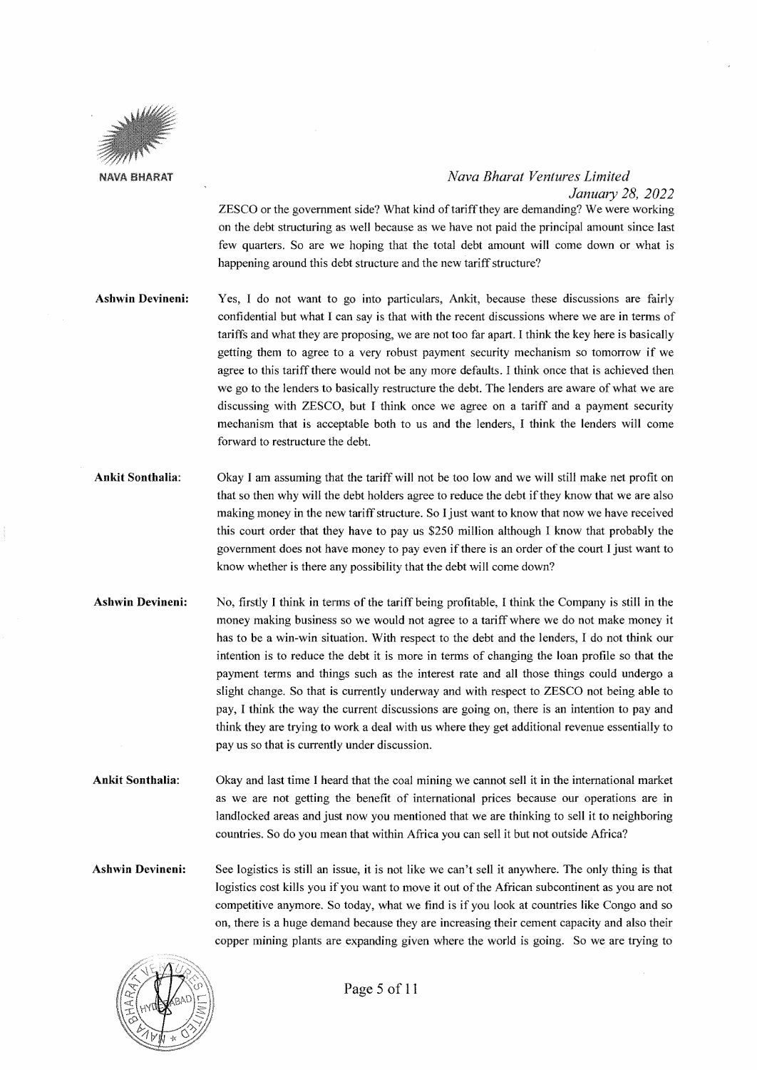ZESCO or the government side? What kind of tariff they are demanding? We were working on the debt structuring as well because as we have not paid the principal amount since last few quarters. So are we hoping that the total debt amount will come down or what is happening around this debt structure and the new tariff structure?

**Ashwin Devineni:** Yes, I do not want to go into particulars, Ankit, because these discussions are fairly confidential but what I can say is that with the recent discussions where we are in terms of tariffs and what they are proposing, we are not too far apart. I think the key here is basically getting them to agree to a very robust payment security mechanism so tomorrow if we agree to this tariff there would not be any more defaults. I think once that is achieved then we go to the lenders to basically restructure the debt. The lenders are aware of what we are discussing with ZESCO, but I think once we agree on a tariff and a payment security mechanism that is acceptable both to us and the lenders, I think the lenders will come forward to restructure the debt.

**Ankit Sonthalia:** Okay I am assuming that the tariff will not be too low and we will still make net profit on that so then why will the debt holders agree to reduce the debt if they know that we are also making money in the new tariff structure. So I just want to know that now we have received this court order that they have to pay us $250 million although I know that probably the government does not have money to pay even if there is an order of the court I just want to know whether is there any possibility that the debt will come down?

**Ashwin Devineni:** No, firstly I think in terms of the tariff being profitable, I think the Company is still in the money making business so we would not agree to a tariff where we do not make money it has to be a win-win situation. With respect to the debt and the lenders, I do not think our intention is to reduce the debt it is more in terms of changing the loan profile so that the payment terms and things such as the interest rate and all those things could undergo a slight change. So that is currently underway and with respect to ZESCO not being able to pay, I think the way the current discussions are going on, there is an intention to pay and think they are trying to work a deal with us where they get additional revenue essentially to pay us so that is currently under discussion.

**Ankit Sonthalia:** Okay and last time I heard that the coal mining we cannot sell it in the international market as we are not getting the benefit of international prices because our operations are in landlocked areas and just now you mentioned that we are thinking to sell it to neighboring countries. So do you mean that within Africa you can sell it but not outside Africa?

**Ashwin Devineni:** See logistics is still an issue, it is not like we can't sell it anywhere. The only thing is that logistics cost kills you if you want to move it out of the African subcontinent as you are not competitive anymore. So today, what we find is if you look at countries like Congo and so on, there is a huge demand because they are increasing their cement capacity and also their copper mining plants are expanding given where the world is going. So we are trying to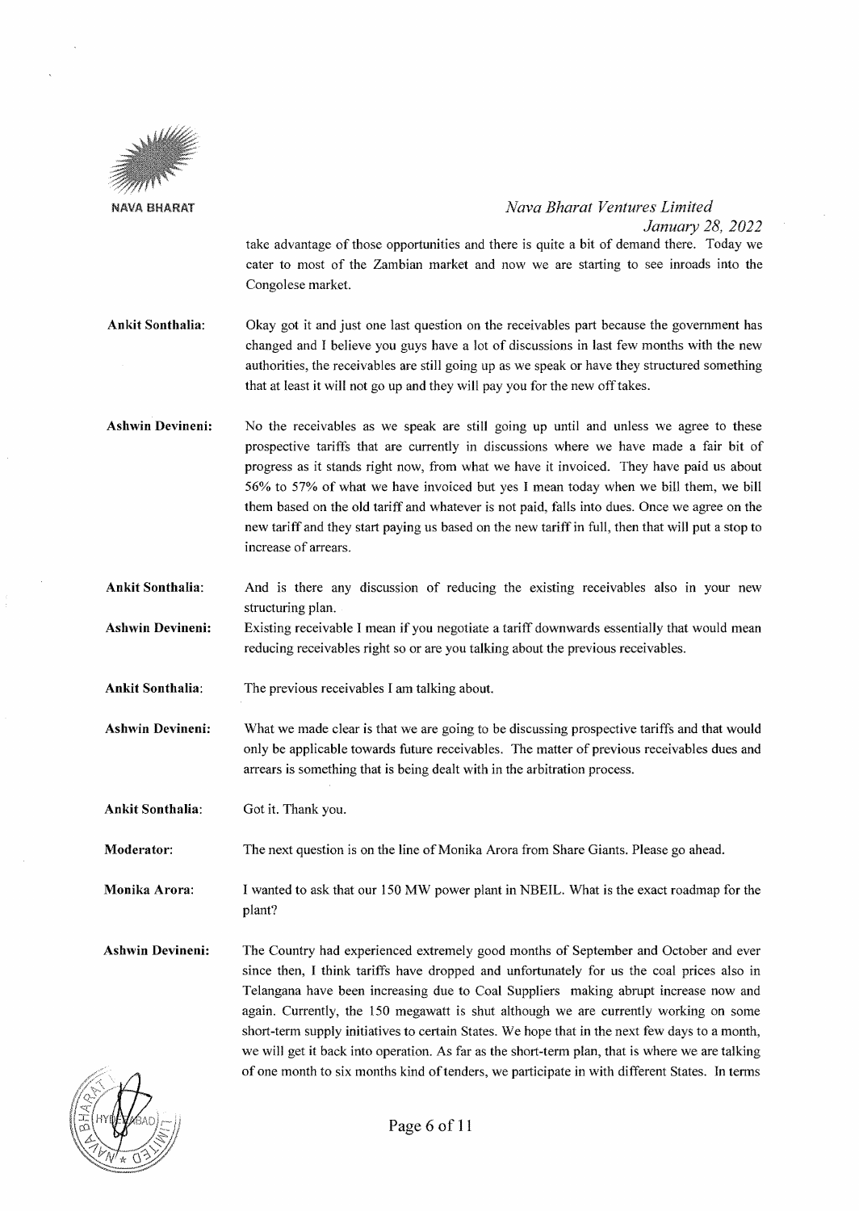take advantage of those opportunities and there is quite a bit of demand there. Today we cater to most of the Zambian market and now we are starting to see inroads into the Congolese market.

**Ankit Sonthalia**: Okay got it and just one last question on the receivables part because the government has changed and I believe you guys have a lot of discussions in last few months with the new authorities, the receivables are still going up as we speak or have they structured something that at least it will not go up and they will pay you for the new off takes.

**Ashwin Devineni**: No the receivables as we speak are still going up until and unless we agree to these prospective tariffs that are currently in discussions where we have made a fair bit of progress as it stands right now, from what we have it invoiced. They have paid us about 56% to 57% of what we have invoiced but yes I mean today when we bill them, we bill them based on the old tariff and whatever is not paid, falls into dues. Once we agree on the new tariff and they start paying us based on the new tariff in full, then that will put a stop to increase of arrears.

**Ankit Sonthalia**: And is there any discussion of reducing the existing receivables also in your new structuring plan.

**Ashwin Devineni**: Existing receivable I mean if you negotiate a tariff downwards essentially that would mean reducing receivables right so or are you talking about the previous receivables.

**Ankit Sonthalia**: The previous receivables I am talking about.

**Ashwin Devineni**: What we made clear is that we are going to be discussing prospective tariffs and that would only be applicable towards future receivables. The matter of previous receivables dues and arrears is something that is being dealt with in the arbitration process.

**Ankit Sonthalia**: Got it. Thank you.

**Moderator**: The next question is on the line of Monika Arora from Share Giants. Please go ahead.

**Monika Arora**: I wanted to ask that our 150 MW power plant in NBEIL. What is the exact roadmap for the plant?

**Ashwin Devineni**: The Country had experienced extremely good months of September and October and ever since then, I think tariffs have dropped and unfortunately for us the coal prices also in Telangana have been increasing due to Coal Suppliers making abrupt increase now and again. Currently, the 150 megawatt is shut although we are currently working on some short-term supply initiatives to certain States. We hope that in the next few days to a month, we will get it back into operation. As far as the short-term plan, that is where we are talking of one month to six months kind of tenders, we participate in with different States. In terms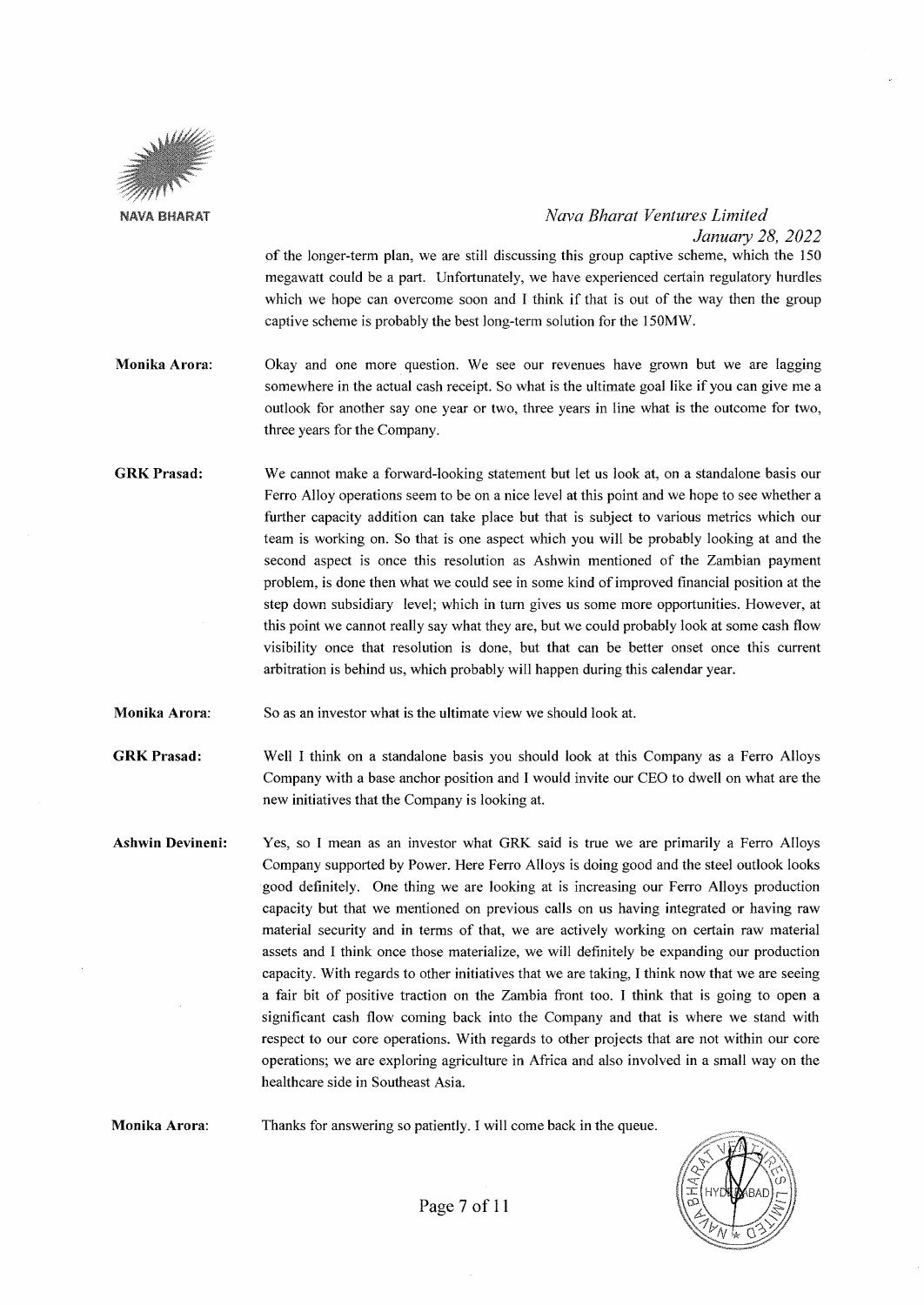of the longer-term plan, we are still discussing this group captive scheme, which the 150 megawatt could be a part. Unfortunately, we have experienced certain regulatory hurdles which we hope can overcome soon and I think if that is out of the way then the group captive scheme is probably the best long-term solution for the 150MW.

**Monika Arora:** Okay and one more question. We see our revenues have grown but we are lagging somewhere in the actual cash receipt. So what is the ultimate goal like if you can give me a outlook for another say one year or two, three years in line what is the outcome for two, three years for the Company.

**GRK Prasad:** We cannot make a forward-looking statement but let us look at, on a standalone basis our Ferro Alloy operations seem to be on a nice level at this point and we hope to see whether a further capacity addition can take place but that is subject to various metrics which our team is working on. So that is one aspect which you will be probably looking at and the second aspect is once this resolution as Ashwin mentioned of the Zambian payment problem, is done then what we could see in some kind of improved financial position at the step down subsidiary level; which in turn gives us some more opportunities. However, at this point we cannot really say what they are, but we could probably look at some cash flow visibility once that resolution is done, but that can be better onset once this current arbitration is behind us, which probably will happen during this calendar year.

**Monika Arora:** So as an investor what is the ultimate view we should look at.

**GRK Prasad:** Well I think on a standalone basis you should look at this Company as a Ferro Alloys Company with a base anchor position and I would invite our CEO to dwell on what are the new initiatives that the Company is looking at.

**Ashwin Devineni:** Yes, so I mean as an investor what GRK said is true we are primarily a Ferro Alloys Company supported by Power. Here Ferro Alloys is doing good and the steel outlook looks good definitely. One thing we are looking at is increasing our Ferro Alloys production capacity but that we mentioned on previous calls on us having integrated or having raw material security and in terms of that, we are actively working on certain raw material assets and I think once those materialize, we will definitely be expanding our production capacity. With regards to other initiatives that we are taking, I think now that we are seeing a fair bit of positive traction on the Zambia front too. I think that is going to open a significant cash flow coming back into the Company and that is where we stand with respect to our core operations. With regards to other projects that are not within our core operations; we are exploring agriculture in Africa and also involved in a small way on the healthcare side in Southeast Asia.

**Monika Arora:** Thanks for answering so patiently. I will come back in the queue.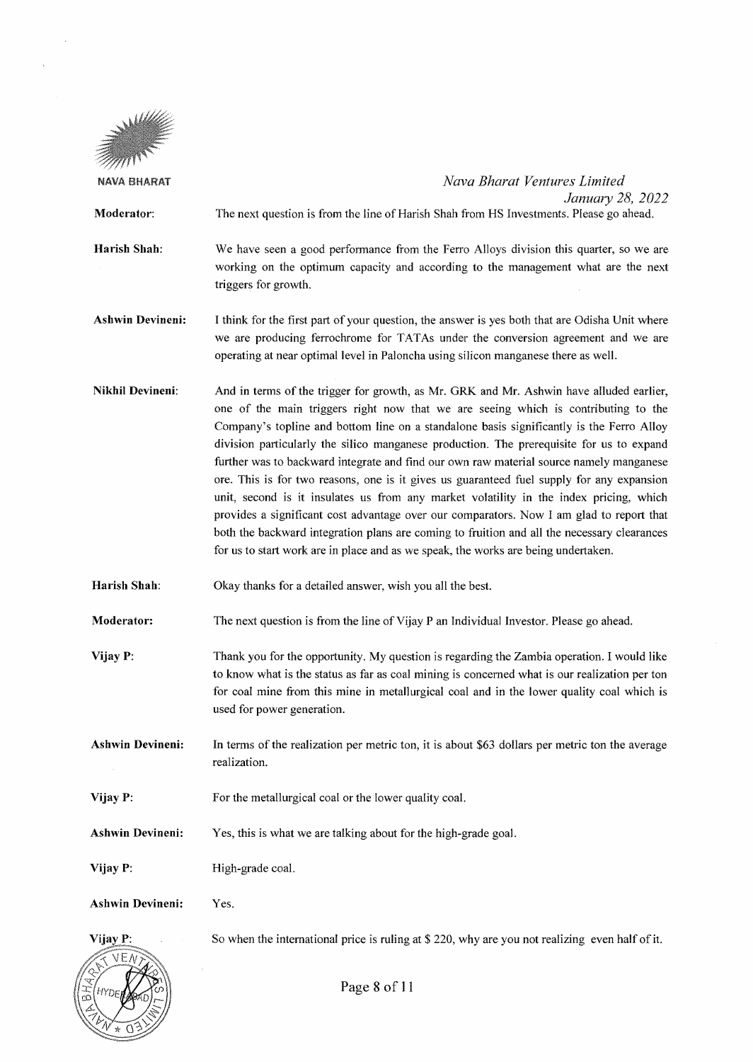**Moderator:** The next question is from the line of Harish Shah from HS Investments. Please go ahead.

**Harish Shah:** We have seen a good performance from the Ferro Alloys division this quarter, so we are working on the optimum capacity and according to the management what are the next triggers for growth.

**Ashwin Devineni:** I think for the first part of your question, the answer is yes both that are Odisha Unit where we are producing ferrochrome for TATAs under the conversion agreement and we are operating at near optimal level in Paloncha using silicon manganese there as well.

**Nikhil Devineni:** And in terms of the trigger for growth, as Mr. GRK and Mr. Ashwin have alluded earlier, one of the main triggers right now that we are seeing which is contributing to the Company's topline and bottom line on a standalone basis significantly is the Ferro Alloy division particularly the silico manganese production. The prerequisite for us to expand further was to backward integrate and find our own raw material source namely manganese ore. This is for two reasons, one is it gives us guaranteed fuel supply for any expansion unit, second is it insulates us from any market volatility in the index pricing, which provides a significant cost advantage over our comparators. Now I am glad to report that both the backward integration plans are coming to fruition and all the necessary clearances for us to start work are in place and as we speak, the works are being undertaken.

**Harish Shah:** Okay thanks for a detailed answer, wish you all the best.

**Moderator:** The next question is from the line of Vijay P an Individual Investor. Please go ahead.

**Vijay P:** Thank you for the opportunity. My question is regarding the Zambia operation. I would like to know what is the status as far as coal mining is concerned what is our realization per ton for coal mine from this mine in metallurgical coal and in the lower quality coal which is used for power generation.

**Ashwin Devineni:** In terms of the realization per metric ton, it is about $63 dollars per metric ton the average realization.

**Vijay P:** For the metallurgical coal or the lower quality coal.

**Ashwin Devineni:** Yes, this is what we are talking about for the high-grade goal.

**Vijay P:** High-grade coal.

**Ashwin Devineni:** Yes.

**Vijay P:** So when the international price is ruling at $ 220, why are you not realizing even half of it.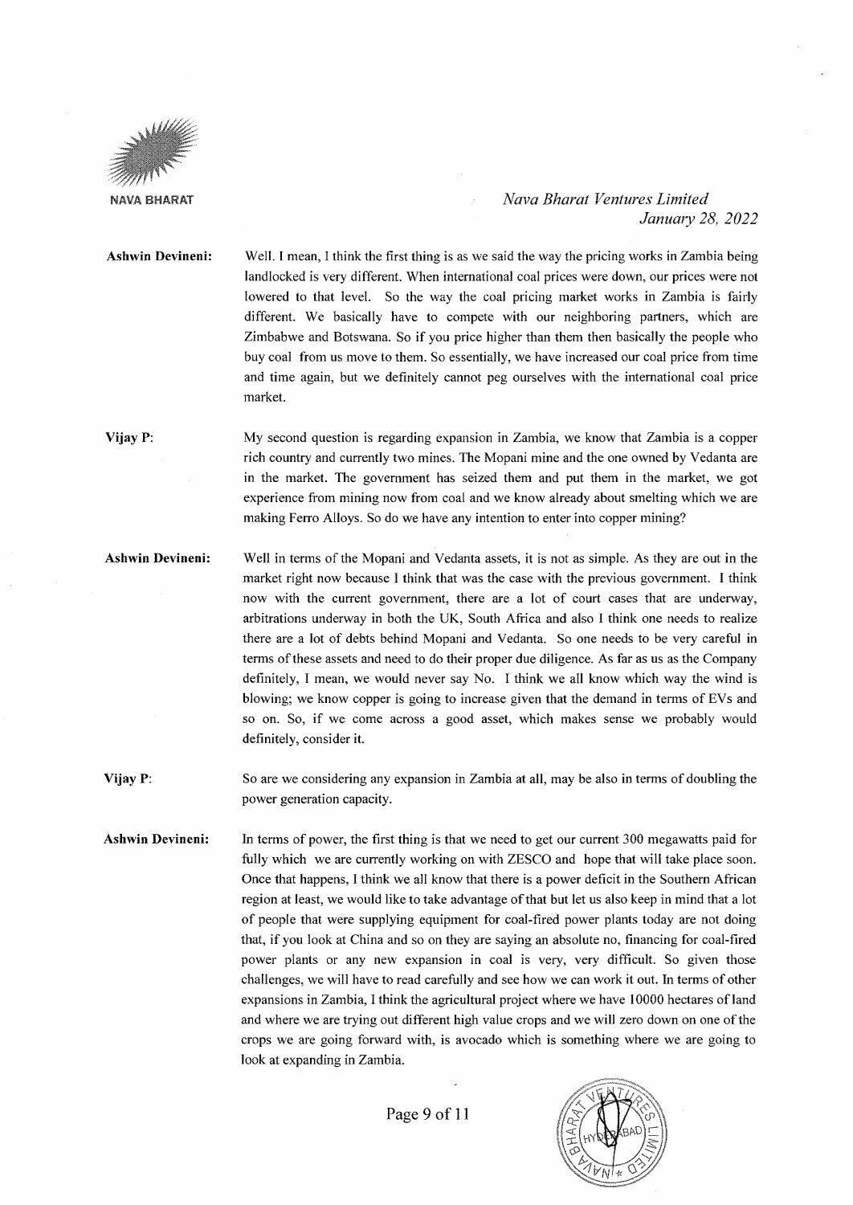**Ashwin Devineni:** Well. I mean, I think the first thing is as we said the way the pricing works in Zambia being landlocked is very different. When international coal prices were down, our prices were not lowered to that level. So the way the coal pricing market works in Zambia is fairly different. We basically have to compete with our neighboring partners, which are Zimbabwe and Botswana. So if you price higher than them then basically the people who buy coal from us move to them. So essentially, we have increased our coal price from time and time again, but we definitely cannot peg ourselves with the international coal price market.

**Vijay P:** My second question is regarding expansion in Zambia, we know that Zambia is a copper rich country and currently two mines. The Mopani mine and the one owned by Vedanta are in the market. The government has seized them and put them in the market, we got experience from mining now from coal and we know already about smelting which we are making Ferro Alloys. So do we have any intention to enter into copper mining?

**Ashwin Devineni:** Well in terms of the Mopani and Vedanta assets, it is not as simple. As they are out in the market right now because I think that was the case with the previous government. I think now with the current government, there are a lot of court cases that are underway, arbitrations underway in both the UK, South Africa and also I think one needs to realize there are a lot of debts behind Mopani and Vedanta. So one needs to be very careful in terms of these assets and need to do their proper due diligence. As far as us as the Company definitely, I mean, we would never say No. I think we all know which way the wind is blowing; we know copper is going to increase given that the demand in terms of EVs and so on. So, if we come across a good asset, which makes sense we probably would definitely, consider it.

**Vijay P:** So are we considering any expansion in Zambia at all, may be also in terms of doubling the power generation capacity.

**Ashwin Devineni:** In terms of power, the first thing is that we need to get our current 300 megawatts paid for fully which we are currently working on with ZESCO and hope that will take place soon. Once that happens, I think we all know that there is a power deficit in the Southern African region at least, we would like to take advantage of that but let us also keep in mind that a lot of people that were supplying equipment for coal-fired power plants today are not doing that, if you look at China and so on they are saying an absolute no, financing for coal-fired power plants or any new expansion in coal is very, very difficult. So given those challenges, we will have to read carefully and see how we can work it out. In terms of other expansions in Zambia, I think the agricultural project where we have 10000 hectares of land and where we are trying out different high value crops and we will zero down on one of the crops we are going forward with, is avocado which is something where we are going to look at expanding in Zambia.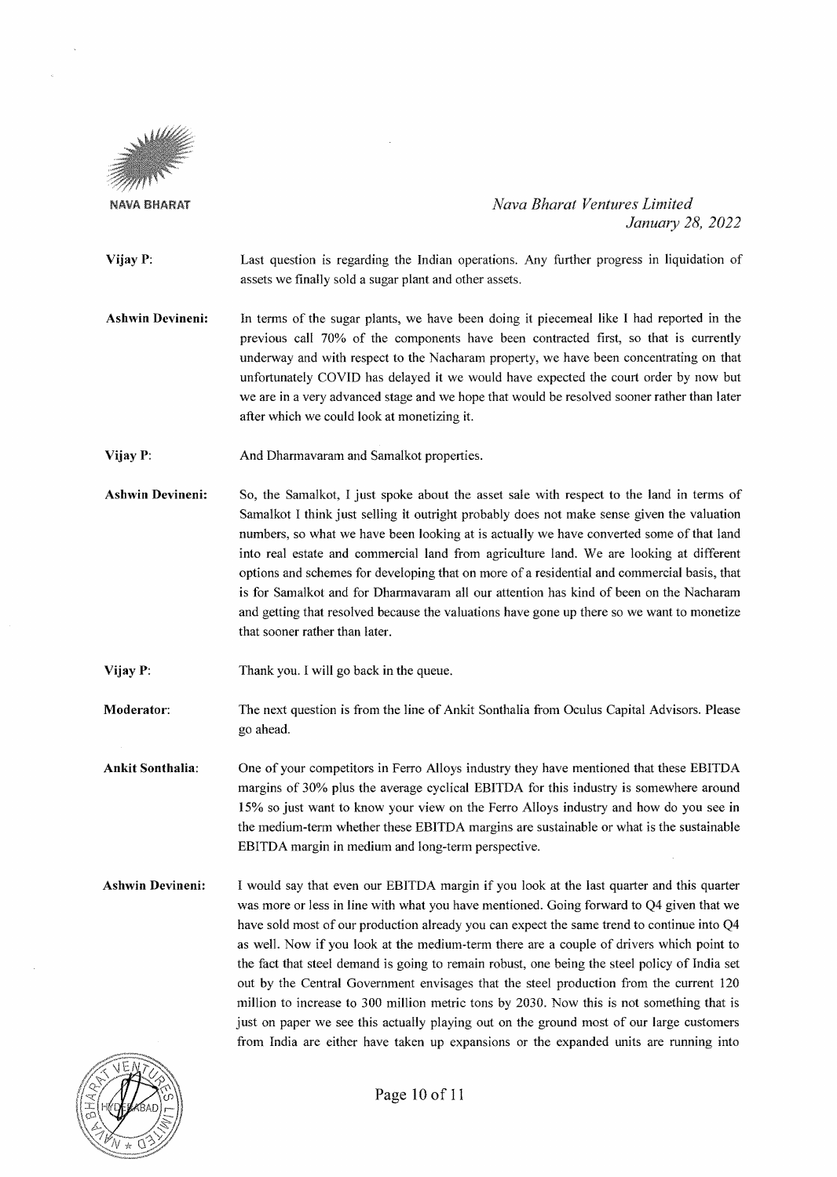**Vijay P:** Last question is regarding the Indian operations. Any further progress in liquidation of assets we finally sold a sugar plant and other assets.

**Ashwin Devineni:** In terms of the sugar plants, we have been doing it piecemeal like I had reported in the previous call 70% of the components have been contracted first, so that is currently underway and with respect to the Nacharam property, we have been concentrating on that unfortunately COVID has delayed it we would have expected the court order by now but we are in a very advanced stage and we hope that would be resolved sooner rather than later after which we could look at monetizing it.

**Vijay P:** And Dharmavaram and Samalkot properties.

**Ashwin Devineni:** So, the Samalkot, I just spoke about the asset sale with respect to the land in terms of Samalkot I think just selling it outright probably does not make sense given the valuation numbers, so what we have been looking at is actually we have converted some of that land into real estate and commercial land from agriculture land. We are looking at different options and schemes for developing that on more of a residential and commercial basis, that is for Samalkot and for Dharmavaram all our attention has kind of been on the Nacharam and getting that resolved because the valuations have gone up there so we want to monetize that sooner rather than later.

**Vijay P:** Thank you. I will go back in the queue.

**Moderator:** The next question is from the line of Ankit Sonthalia from Oculus Capital Advisors. Please go ahead.

**Ankit Sonthalia:** One of your competitors in Ferro Alloys industry they have mentioned that these EBITDA margins of 30% plus the average cyclical EBITDA for this industry is somewhere around 15% so just want to know your view on the Ferro Alloys industry and how do you see in the medium-term whether these EBITDA margins are sustainable or what is the sustainable EBITDA margin in medium and long-term perspective.

**Ashwin Devineni:** I would say that even our EBITDA margin if you look at the last quarter and this quarter was more or less in line with what you have mentioned. Going forward to Q4 given that we have sold most of our production already you can expect the same trend to continue into Q4 as well. Now if you look at the medium-term there are a couple of drivers which point to the fact that steel demand is going to remain robust, one being the steel policy of India set out by the Central Government envisages that the steel production from the current 120 million to increase to 300 million metric tons by 2030. Now this is not something that is just on paper we see this actually playing out on the ground most of our large customers from India are either have taken up expansions or the expanded units are running into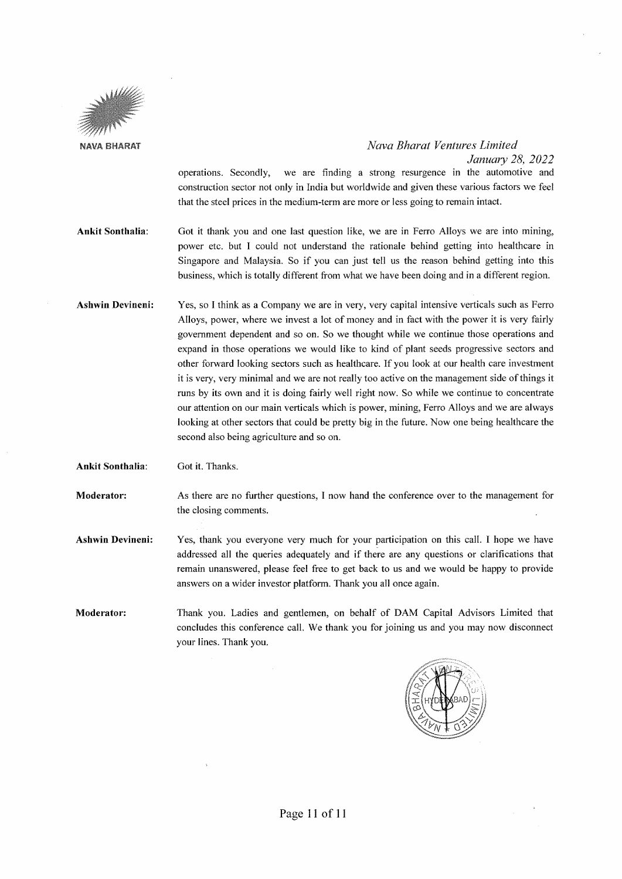operations. Secondly, we are finding a strong resurgence in the automotive and construction sector not only in India but worldwide and given these various factors we feel that the steel prices in the medium-term are more or less going to remain intact.

**Ankit Sonthalia**: Got it thank you and one last question like, we are in Ferro Alloys we are into mining, power etc. but I could not understand the rationale behind getting into healthcare in Singapore and Malaysia. So if you can just tell us the reason behind getting into this business, which is totally different from what we have been doing and in a different region.

**Ashwin Devineni:** Yes, so I think as a Company we are in very, very capital intensive verticals such as Ferro Alloys, power, where we invest a lot of money and in fact with the power it is very fairly government dependent and so on. So we thought while we continue those operations and expand in those operations we would like to kind of plant seeds progressive sectors and other forward looking sectors such as healthcare. If you look at our health care investment it is very, very minimal and we are not really too active on the management side of things it runs by its own and it is doing fairly well right now. So while we continue to concentrate our attention on our main verticals which is power, mining, Ferro Alloys and we are always looking at other sectors that could be pretty big in the future. Now one being healthcare the second also being agriculture and so on.

**Ankit Sonthalia**: Got it. Thanks.

**Moderator:** As there are no further questions, I now hand the conference over to the management for the closing comments.

**Ashwin Devineni:** Yes, thank you everyone very much for your participation on this call. I hope we have addressed all the queries adequately and if there are any questions or clarifications that remain unanswered, please feel free to get back to us and we would be happy to provide answers on a wider investor platform. Thank you all once again.

**Moderator:** Thank you. Ladies and gentlemen, on behalf of DAM Capital Advisors Limited that concludes this conference call. We thank you for joining us and you may now disconnect your lines. Thank you.